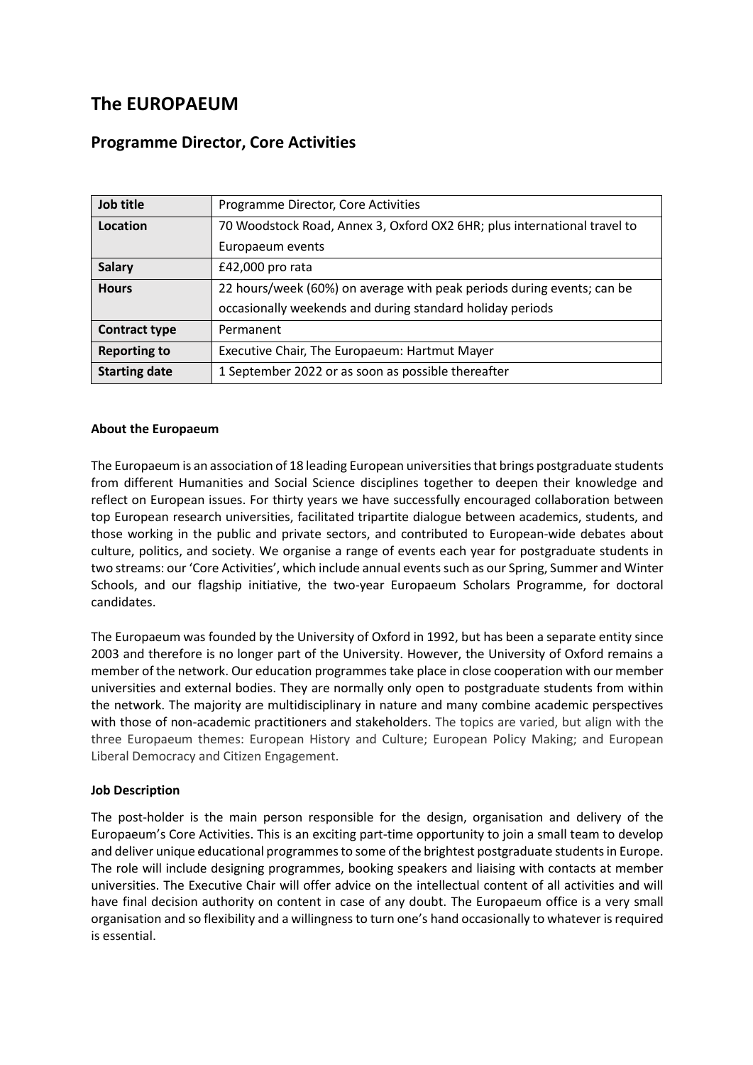# The EUROPAEUM

## Programme Director, Core Activities

| Job title | Programme Director, Core Activities |
|---|---|
| Location | 70 Woodstock Road, Annex 3, Oxford OX2 6HR; plus international travel to Europaeum events |
| Salary | £42,000 pro rata |
| Hours | 22 hours/week (60%) on average with peak periods during events; can be occasionally weekends and during standard holiday periods |
| Contract type | Permanent |
| Reporting to | Executive Chair, The Europaeum: Hartmut Mayer |
| Starting date | 1 September 2022 or as soon as possible thereafter |

**About the Europaeum**

The Europaeum is an association of 18 leading European universities that brings postgraduate students from different Humanities and Social Science disciplines together to deepen their knowledge and reflect on European issues. For thirty years we have successfully encouraged collaboration between top European research universities, facilitated tripartite dialogue between academics, students, and those working in the public and private sectors, and contributed to European-wide debates about culture, politics, and society. We organise a range of events each year for postgraduate students in two streams: our 'Core Activities', which include annual events such as our Spring, Summer and Winter Schools, and our flagship initiative, the two-year Europaeum Scholars Programme, for doctoral candidates.

The Europaeum was founded by the University of Oxford in 1992, but has been a separate entity since 2003 and therefore is no longer part of the University. However, the University of Oxford remains a member of the network. Our education programmes take place in close cooperation with our member universities and external bodies. They are normally only open to postgraduate students from within the network. The majority are multidisciplinary in nature and many combine academic perspectives with those of non-academic practitioners and stakeholders. The topics are varied, but align with the three Europaeum themes: European History and Culture; European Policy Making; and European Liberal Democracy and Citizen Engagement.

**Job Description**

The post-holder is the main person responsible for the design, organisation and delivery of the Europaeum's Core Activities. This is an exciting part-time opportunity to join a small team to develop and deliver unique educational programmes to some of the brightest postgraduate students in Europe. The role will include designing programmes, booking speakers and liaising with contacts at member universities. The Executive Chair will offer advice on the intellectual content of all activities and will have final decision authority on content in case of any doubt. The Europaeum office is a very small organisation and so flexibility and a willingness to turn one's hand occasionally to whatever is required is essential.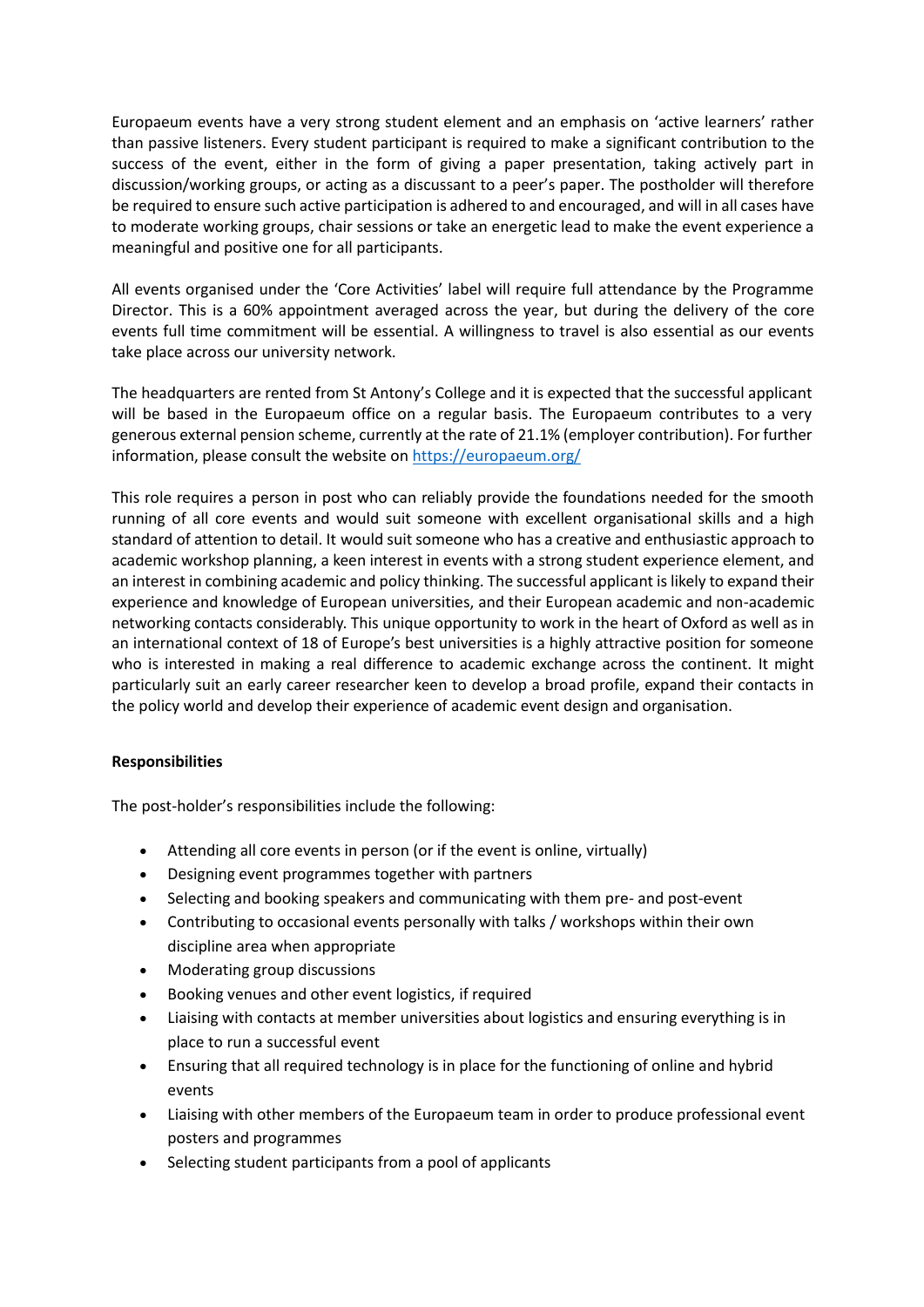Europaeum events have a very strong student element and an emphasis on 'active learners' rather than passive listeners. Every student participant is required to make a significant contribution to the success of the event, either in the form of giving a paper presentation, taking actively part in discussion/working groups, or acting as a discussant to a peer's paper. The postholder will therefore be required to ensure such active participation is adhered to and encouraged, and will in all cases have to moderate working groups, chair sessions or take an energetic lead to make the event experience a meaningful and positive one for all participants.

All events organised under the 'Core Activities' label will require full attendance by the Programme Director. This is a 60% appointment averaged across the year, but during the delivery of the core events full time commitment will be essential. A willingness to travel is also essential as our events take place across our university network.

The headquarters are rented from St Antony's College and it is expected that the successful applicant will be based in the Europaeum office on a regular basis. The Europaeum contributes to a very generous external pension scheme, currently at the rate of 21.1% (employer contribution). For further information, please consult the website on https://europaeum.org/

This role requires a person in post who can reliably provide the foundations needed for the smooth running of all core events and would suit someone with excellent organisational skills and a high standard of attention to detail. It would suit someone who has a creative and enthusiastic approach to academic workshop planning, a keen interest in events with a strong student experience element, and an interest in combining academic and policy thinking. The successful applicant is likely to expand their experience and knowledge of European universities, and their European academic and non-academic networking contacts considerably. This unique opportunity to work in the heart of Oxford as well as in an international context of 18 of Europe's best universities is a highly attractive position for someone who is interested in making a real difference to academic exchange across the continent. It might particularly suit an early career researcher keen to develop a broad profile, expand their contacts in the policy world and develop their experience of academic event design and organisation.

**Responsibilities**

The post-holder's responsibilities include the following:

- Attending all core events in person (or if the event is online, virtually)
- Designing event programmes together with partners
- Selecting and booking speakers and communicating with them pre- and post-event
- Contributing to occasional events personally with talks / workshops within their own discipline area when appropriate
- Moderating group discussions
- Booking venues and other event logistics, if required
- Liaising with contacts at member universities about logistics and ensuring everything is in place to run a successful event
- Ensuring that all required technology is in place for the functioning of online and hybrid events
- Liaising with other members of the Europaeum team in order to produce professional event posters and programmes
- Selecting student participants from a pool of applicants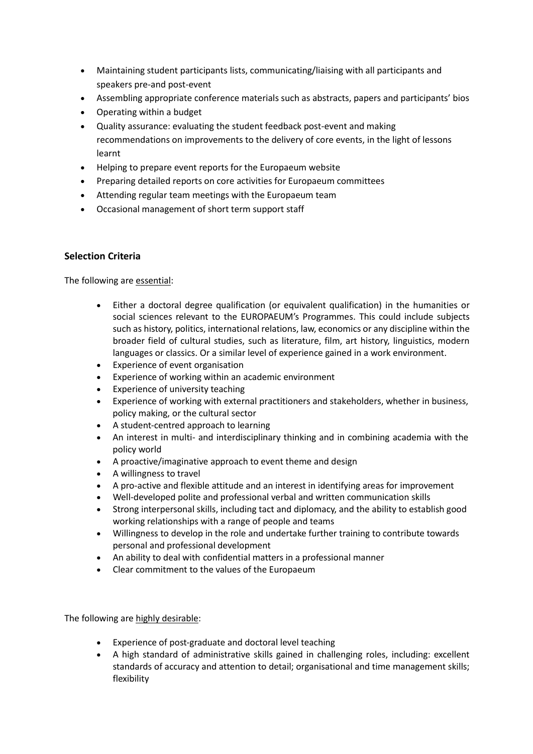- Maintaining student participants lists, communicating/liaising with all participants and speakers pre-and post-event
- Assembling appropriate conference materials such as abstracts, papers and participants' bios
- Operating within a budget
- Quality assurance: evaluating the student feedback post-event and making recommendations on improvements to the delivery of core events, in the light of lessons learnt
- Helping to prepare event reports for the Europaeum website
- Preparing detailed reports on core activities for Europaeum committees
- Attending regular team meetings with the Europaeum team
- Occasional management of short term support staff

### Selection Criteria

The following are <u>essential</u>:

- Either a doctoral degree qualification (or equivalent qualification) in the humanities or social sciences relevant to the EUROPAEUM's Programmes. This could include subjects such as history, politics, international relations, law, economics or any discipline within the broader field of cultural studies, such as literature, film, art history, linguistics, modern languages or classics. Or a similar level of experience gained in a work environment.
- Experience of event organisation
- Experience of working within an academic environment
- Experience of university teaching
- Experience of working with external practitioners and stakeholders, whether in business, policy making, or the cultural sector
- A student-centred approach to learning
- An interest in multi- and interdisciplinary thinking and in combining academia with the policy world
- A proactive/imaginative approach to event theme and design
- A willingness to travel
- A pro-active and flexible attitude and an interest in identifying areas for improvement
- Well-developed polite and professional verbal and written communication skills
- Strong interpersonal skills, including tact and diplomacy, and the ability to establish good working relationships with a range of people and teams
- Willingness to develop in the role and undertake further training to contribute towards personal and professional development
- An ability to deal with confidential matters in a professional manner
- Clear commitment to the values of the Europaeum

The following are <u>highly desirable</u>:

- Experience of post-graduate and doctoral level teaching
- A high standard of administrative skills gained in challenging roles, including: excellent standards of accuracy and attention to detail; organisational and time management skills; flexibility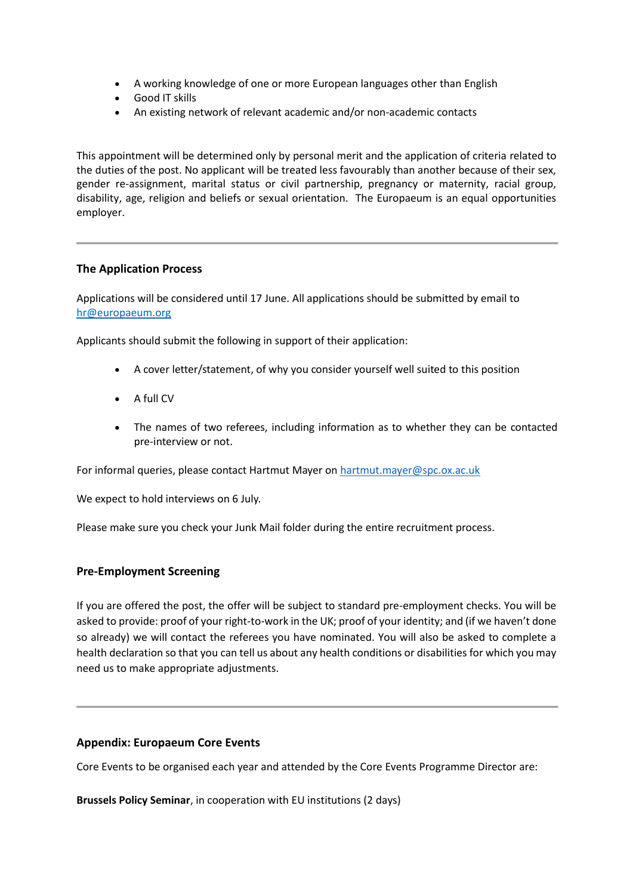- A working knowledge of one or more European languages other than English
- Good IT skills
- An existing network of relevant academic and/or non-academic contacts

This appointment will be determined only by personal merit and the application of criteria related to the duties of the post. No applicant will be treated less favourably than another because of their sex, gender re-assignment, marital status or civil partnership, pregnancy or maternity, racial group, disability, age, religion and beliefs or sexual orientation. The Europaeum is an equal opportunities employer.

---

### The Application Process

Applications will be considered until 17 June. All applications should be submitted by email to hr@europaeum.org

Applicants should submit the following in support of their application:

- A cover letter/statement, of why you consider yourself well suited to this position
- A full CV
- The names of two referees, including information as to whether they can be contacted pre-interview or not.

For informal queries, please contact Hartmut Mayer on hartmut.mayer@spc.ox.ac.uk

We expect to hold interviews on 6 July.

Please make sure you check your Junk Mail folder during the entire recruitment process.

### Pre-Employment Screening

If you are offered the post, the offer will be subject to standard pre-employment checks. You will be asked to provide: proof of your right-to-work in the UK; proof of your identity; and (if we haven't done so already) we will contact the referees you have nominated. You will also be asked to complete a health declaration so that you can tell us about any health conditions or disabilities for which you may need us to make appropriate adjustments.

---

### Appendix: Europaeum Core Events

Core Events to be organised each year and attended by the Core Events Programme Director are:

**Brussels Policy Seminar**, in cooperation with EU institutions (2 days)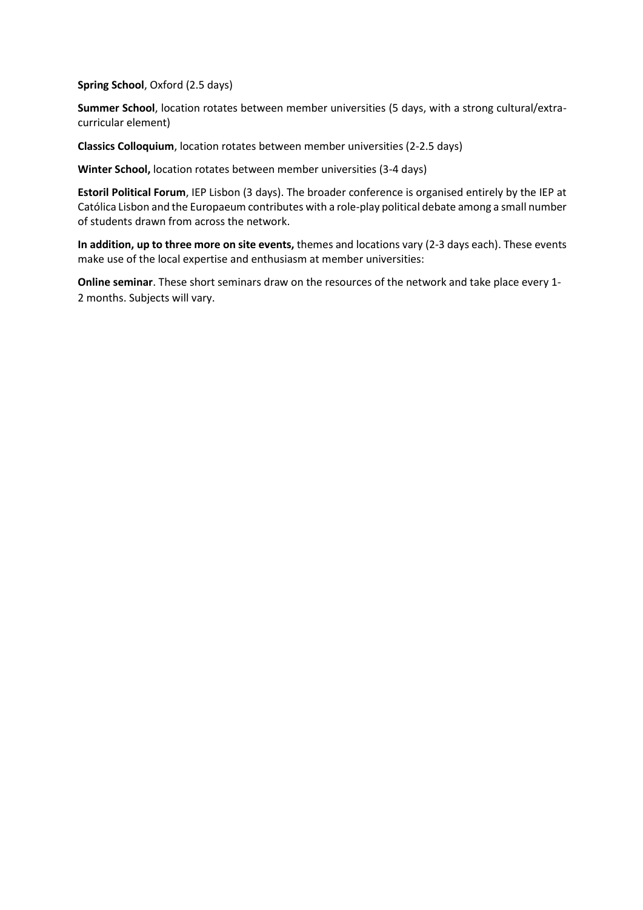**Spring School**, Oxford (2.5 days)

**Summer School**, location rotates between member universities (5 days, with a strong cultural/extra-curricular element)

**Classics Colloquium**, location rotates between member universities (2-2.5 days)

**Winter School,** location rotates between member universities (3-4 days)

**Estoril Political Forum**, IEP Lisbon (3 days). The broader conference is organised entirely by the IEP at Católica Lisbon and the Europaeum contributes with a role-play political debate among a small number of students drawn from across the network.

**In addition, up to three more on site events,** themes and locations vary (2-3 days each). These events make use of the local expertise and enthusiasm at member universities:

**Online seminar**. These short seminars draw on the resources of the network and take place every 1-2 months. Subjects will vary.